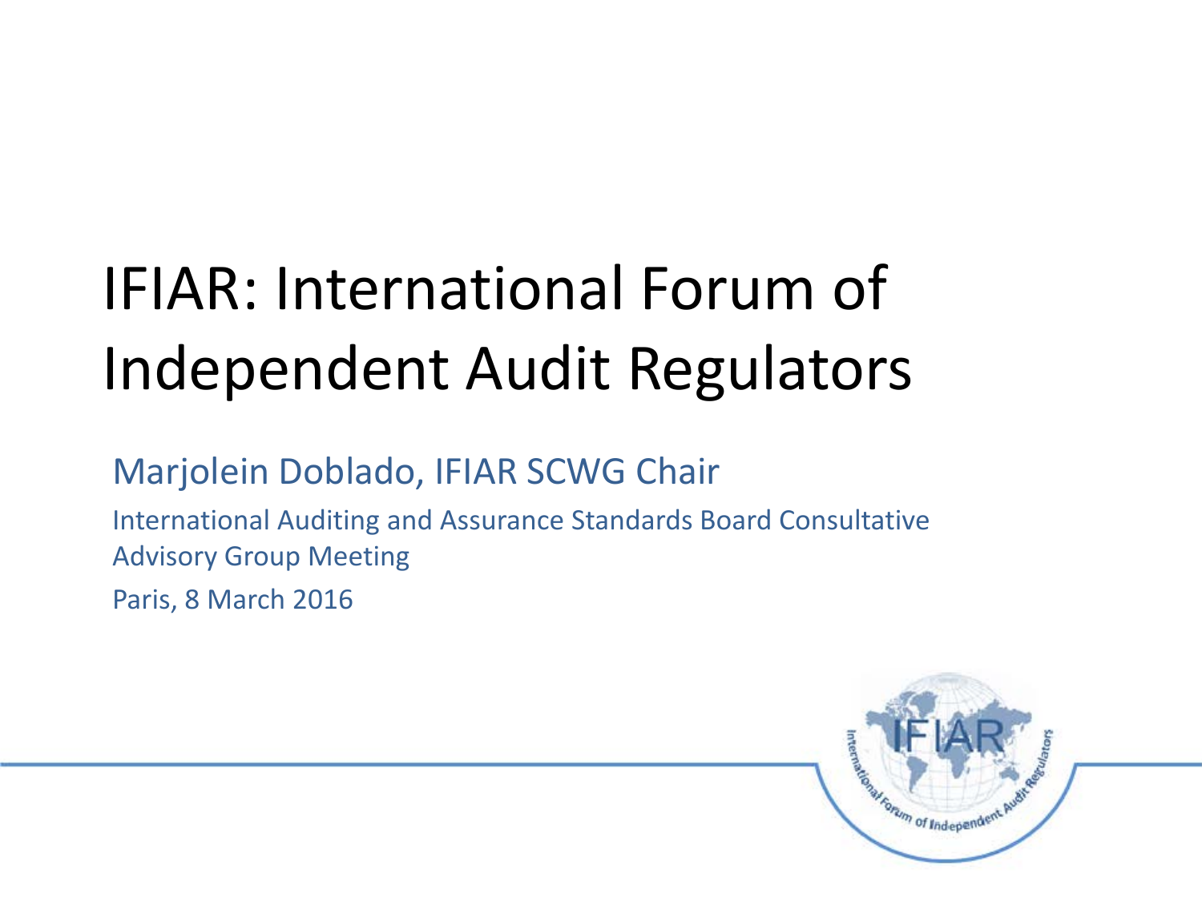# IFIAR: International Forum of Independent Audit Regulators

Marjolein Doblado, IFIAR SCWG Chair

International Auditing and Assurance Standards Board Consultative Advisory Group Meeting

Paris, 8 March 2016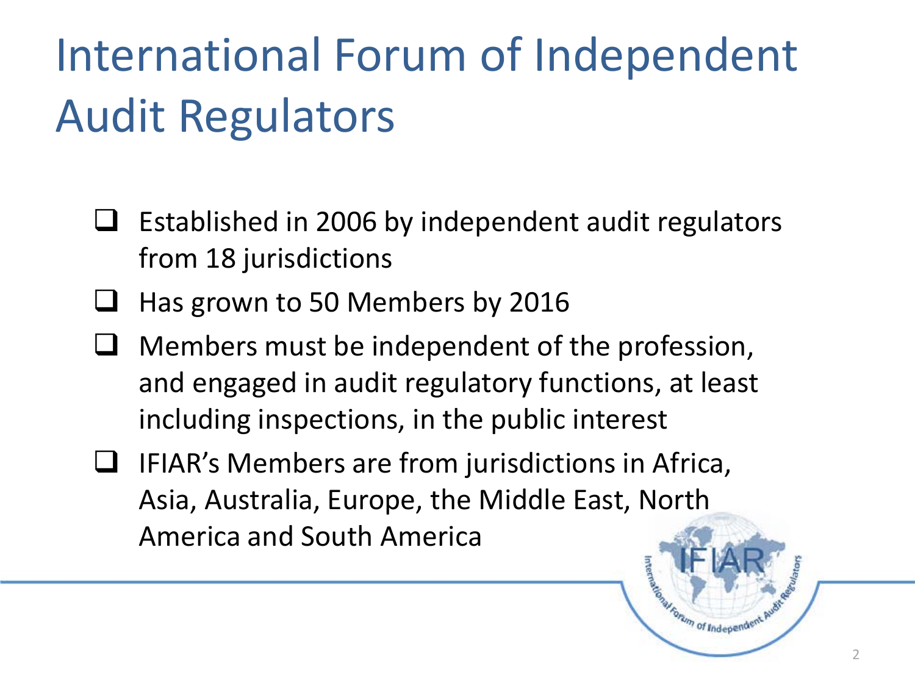# International Forum of Independent Audit Regulators

- Established in 2006 by independent audit regulators from 18 jurisdictions
- Has grown to 50 Members by 2016
- Members must be independent of the profession, and engaged in audit regulatory functions, at least including inspections, in the public interest
- IFIAR's Members are from jurisdictions in Africa, Asia, Australia, Europe, the Middle East, North America and South America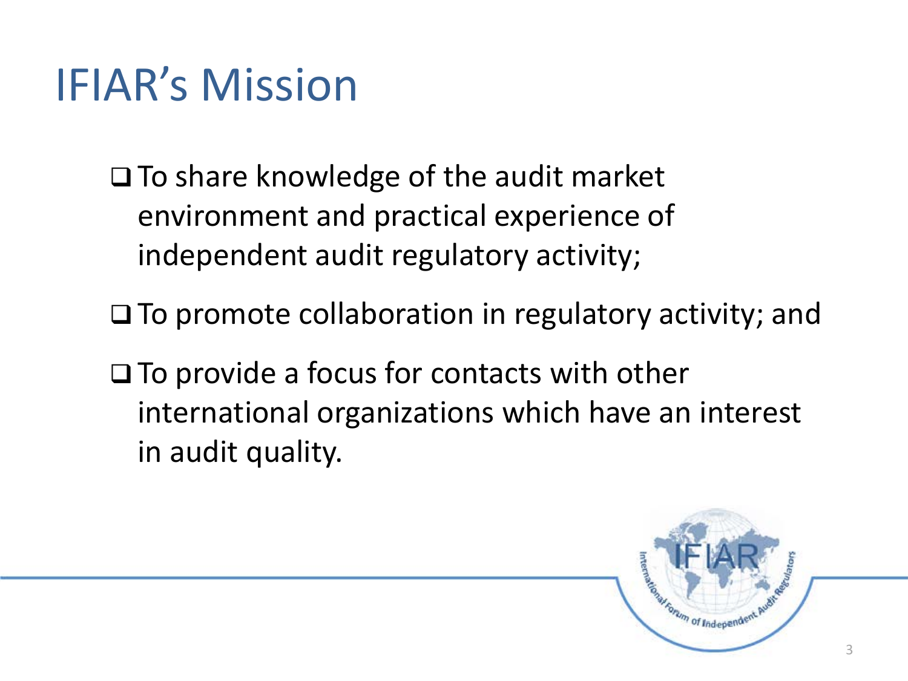# IFIAR's Mission

- To share knowledge of the audit market environment and practical experience of independent audit regulatory activity;
- To promote collaboration in regulatory activity; and
- To provide a focus for contacts with other international organizations which have an interest in audit quality.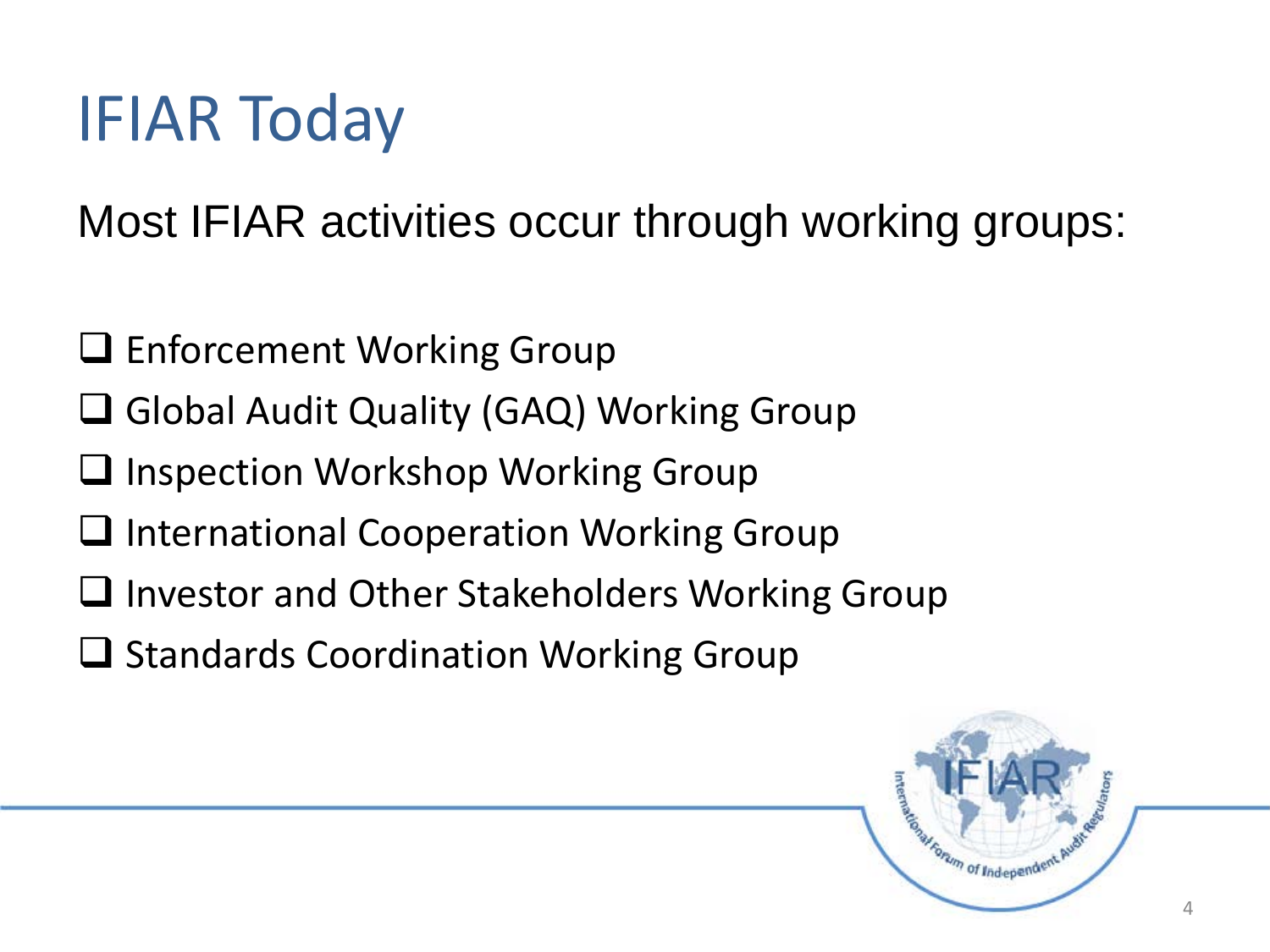# IFIAR Today

Most IFIAR activities occur through working groups:

- Enforcement Working Group
- Global Audit Quality (GAQ) Working Group
- Inspection Workshop Working Group
- International Cooperation Working Group
- Investor and Other Stakeholders Working Group
- Standards Coordination Working Group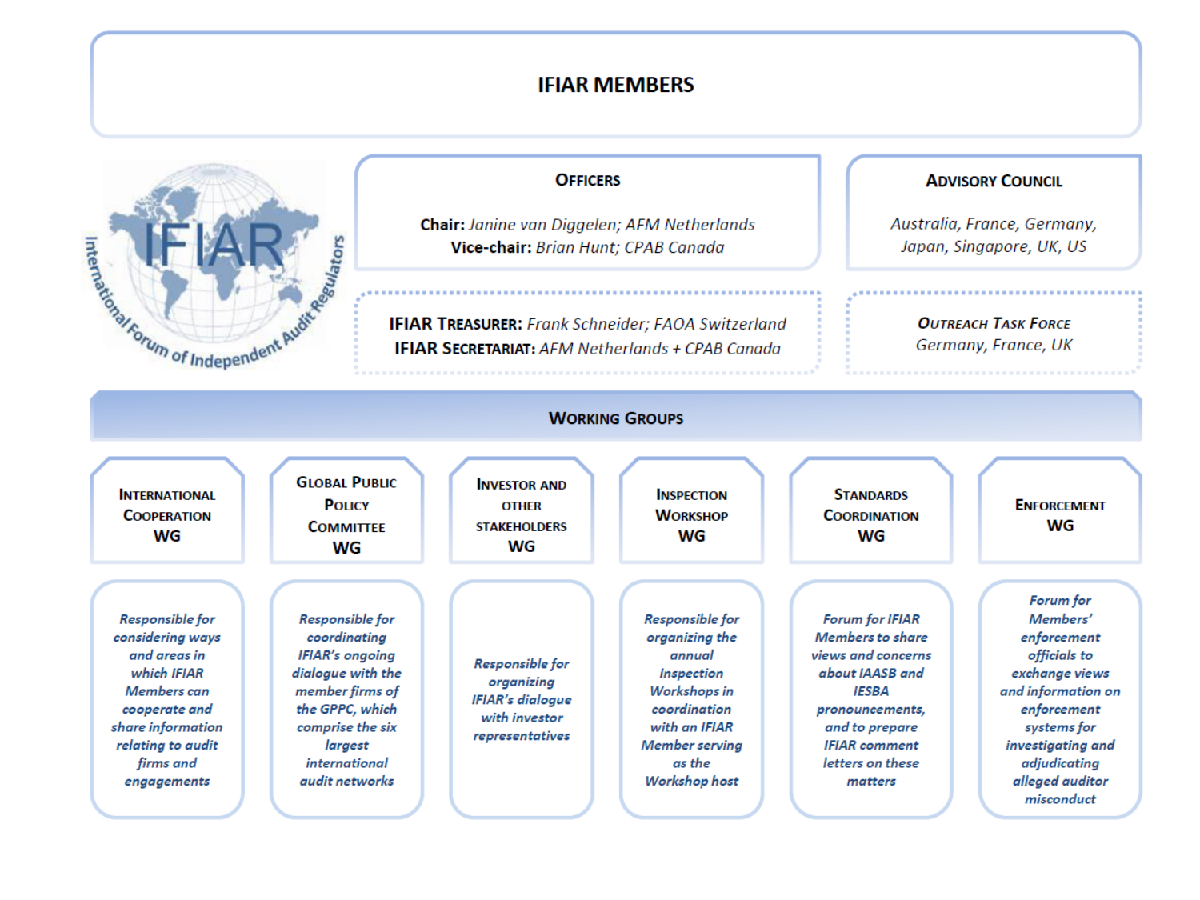# IFIAR MEMBERS

International Forum of Independent Audit Regulators

## Officers

**Chair:** *Janine van Diggelen; AFM Netherlands*
**Vice-chair:** *Brian Hunt; CPAB Canada*

## Advisory Council

*Australia, France, Germany, Japan, Singapore, UK, US*

**IFIAR Treasurer:** *Frank Schneider; FAOA Switzerland*
**IFIAR Secretariat:** *AFM Netherlands + CPAB Canada*

## *Outreach Task Force*

*Germany, France, UK*

## Working Groups

| International Cooperation WG | Global Public Policy Committee WG | Investor and other stakeholders WG | Inspection Workshop WG | Standards Coordination WG | Enforcement WG |
| --- | --- | --- | --- | --- | --- |
| *Responsible for considering ways and areas in which IFIAR Members can cooperate and share information relating to audit firms and engagements* | *Responsible for coordinating IFIAR's ongoing dialogue with the member firms of the GPPC, which comprise the six largest international audit networks* | *Responsible for organizing IFIAR's dialogue with investor representatives* | *Responsible for organizing the annual Inspection Workshops in coordination with an IFIAR Member serving as the Workshop host* | *Forum for IFIAR Members to share views and concerns about IAASB and IESBA pronouncements, and to prepare IFIAR comment letters on these matters* | *Forum for Members' enforcement officials to exchange views and information on enforcement systems for investigating and adjudicating alleged auditor misconduct* |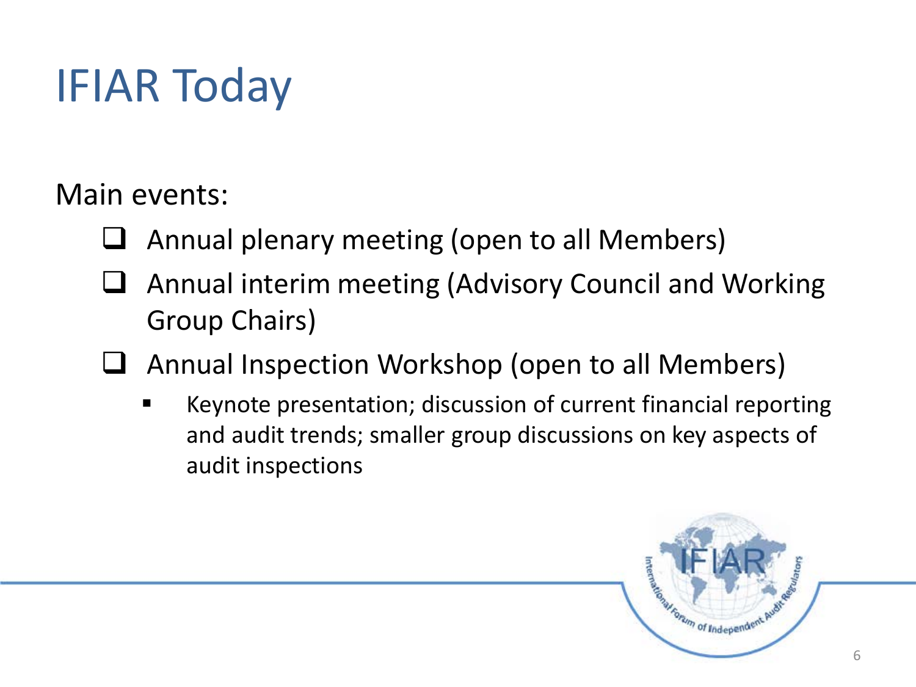# IFIAR Today

Main events:

- Annual plenary meeting (open to all Members)
- Annual interim meeting (Advisory Council and Working Group Chairs)
- Annual Inspection Workshop (open to all Members)
  - Keynote presentation; discussion of current financial reporting and audit trends; smaller group discussions on key aspects of audit inspections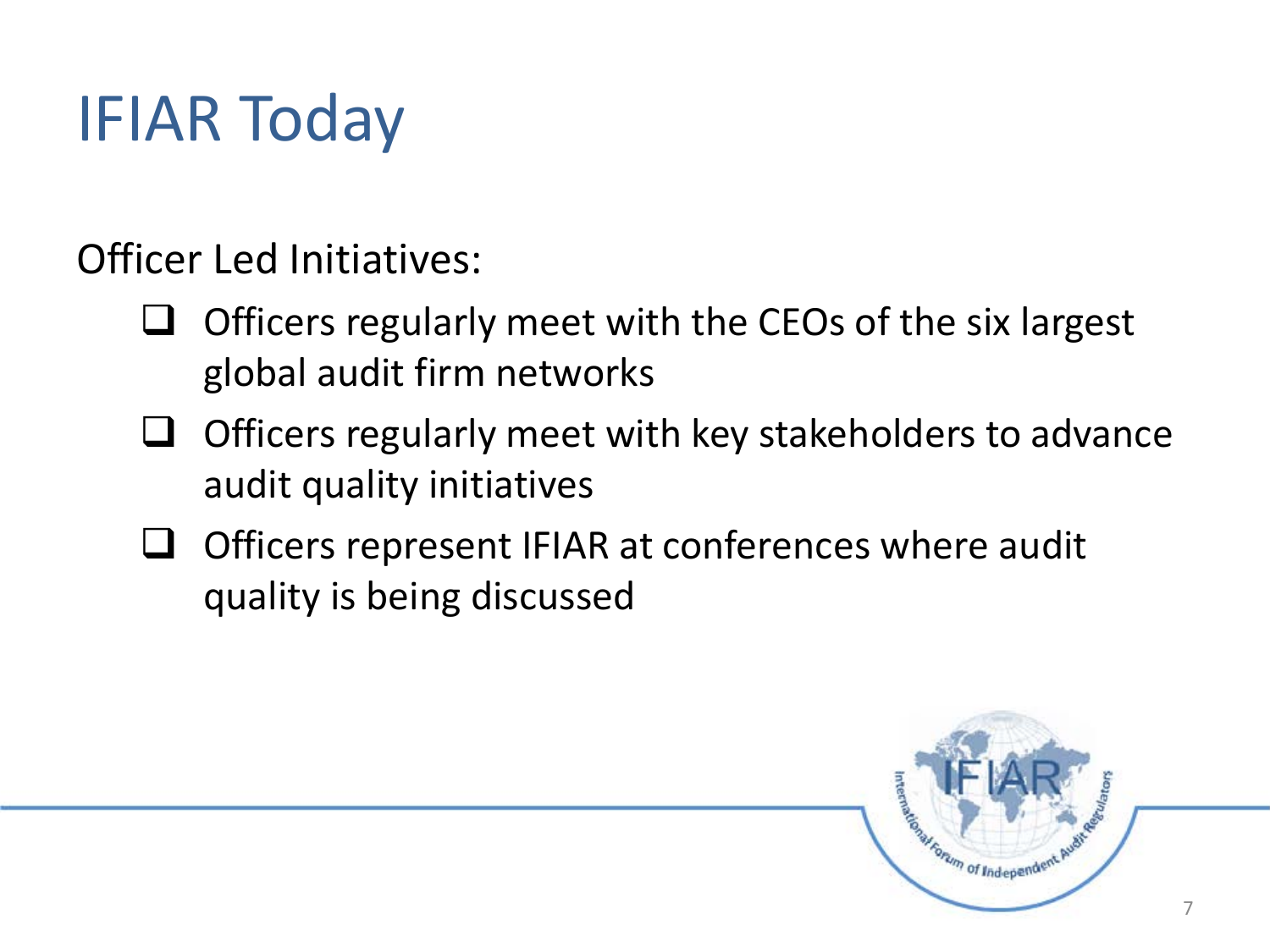# IFIAR Today

Officer Led Initiatives:

- Officers regularly meet with the CEOs of the six largest global audit firm networks
- Officers regularly meet with key stakeholders to advance audit quality initiatives
- Officers represent IFIAR at conferences where audit quality is being discussed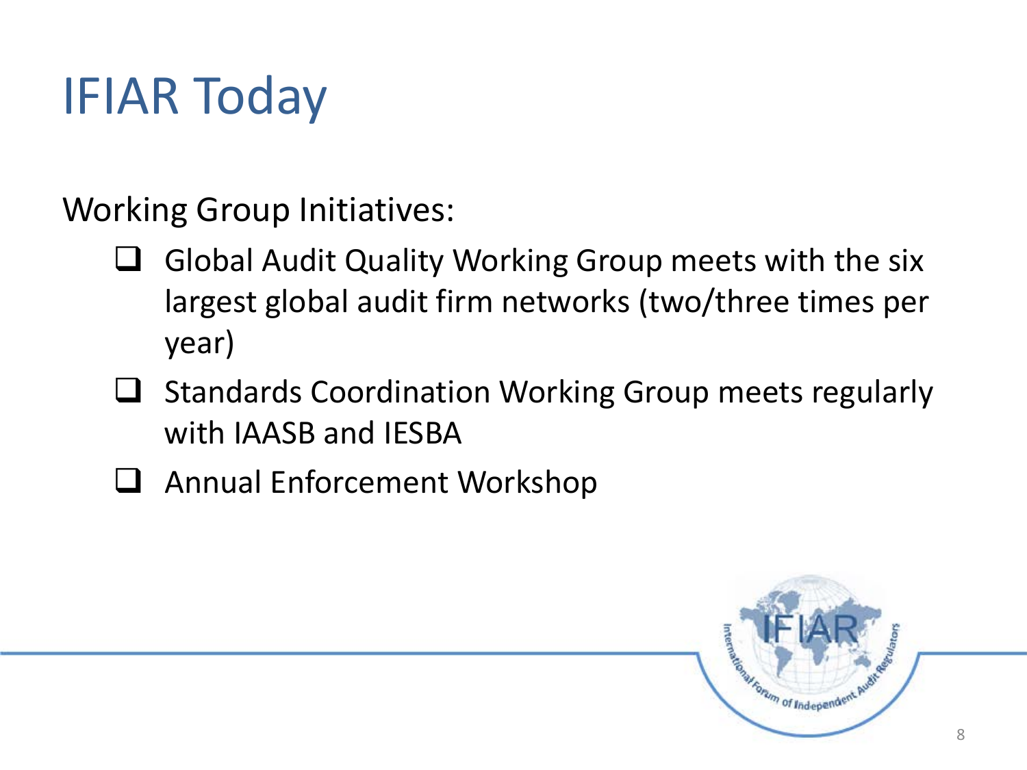# IFIAR Today

Working Group Initiatives:

- Global Audit Quality Working Group meets with the six largest global audit firm networks (two/three times per year)
- Standards Coordination Working Group meets regularly with IAASB and IESBA
- Annual Enforcement Workshop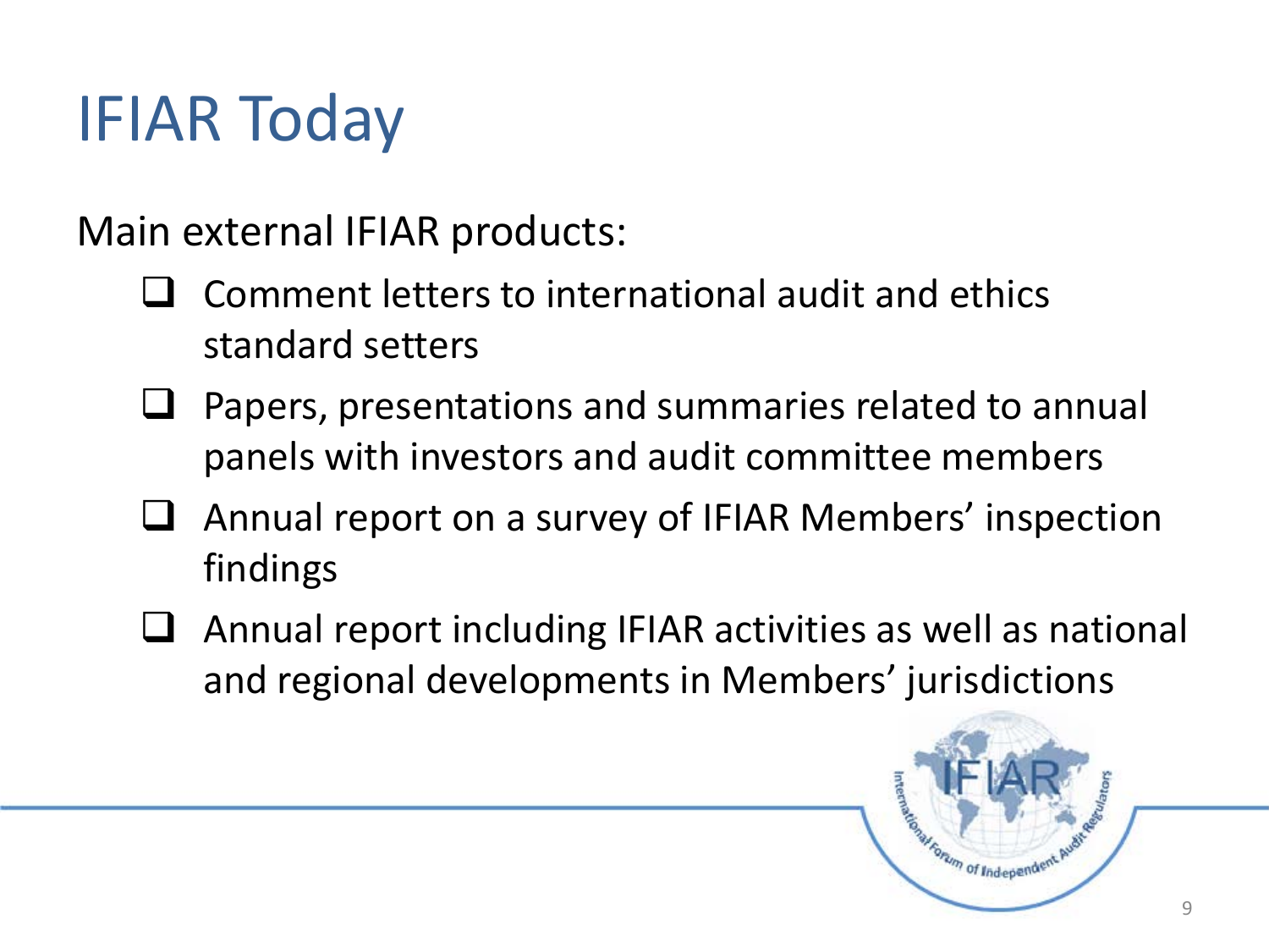# IFIAR Today

Main external IFIAR products:

- Comment letters to international audit and ethics standard setters
- Papers, presentations and summaries related to annual panels with investors and audit committee members
- Annual report on a survey of IFIAR Members' inspection findings
- Annual report including IFIAR activities as well as national and regional developments in Members' jurisdictions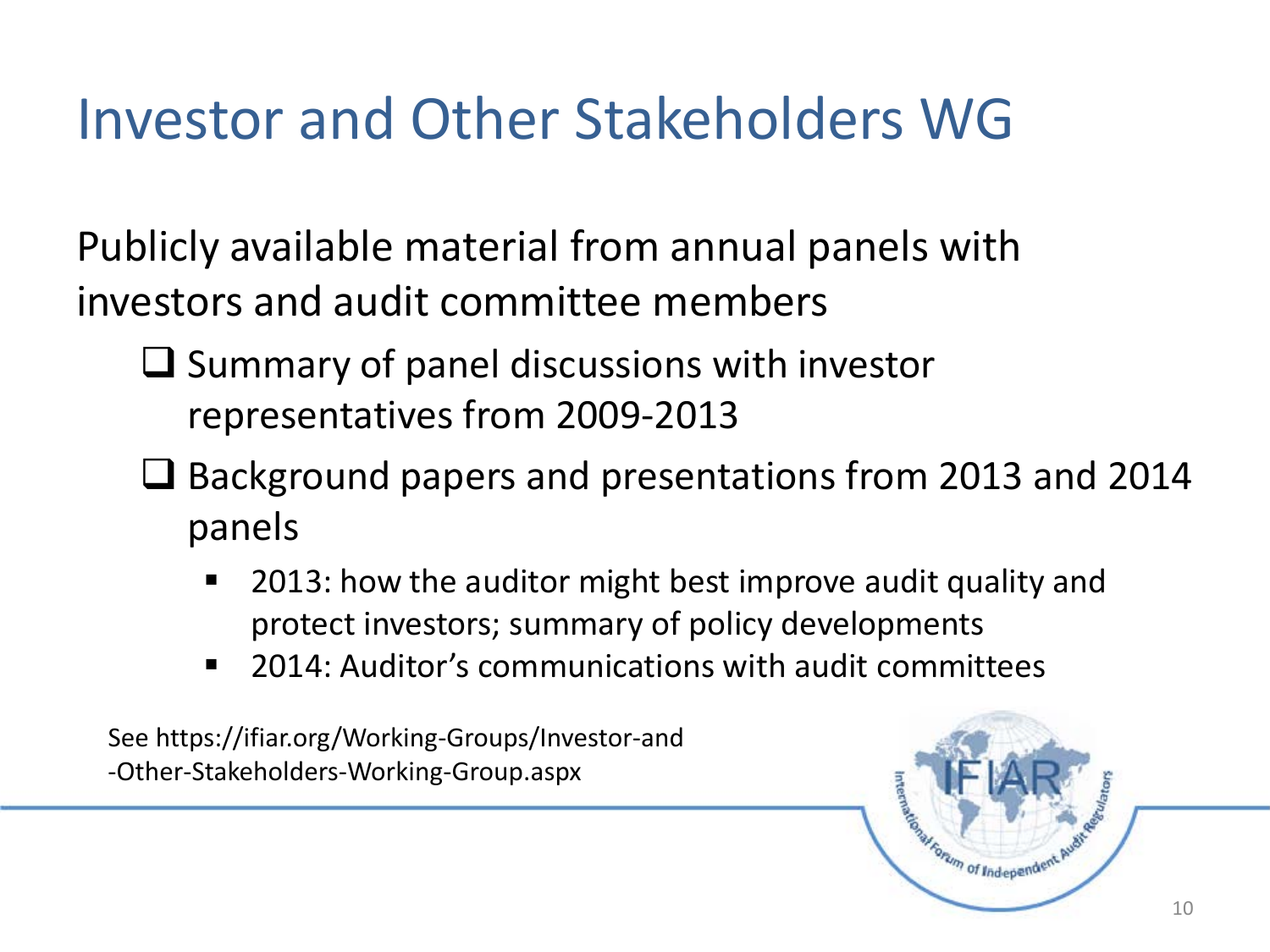# Investor and Other Stakeholders WG

Publicly available material from annual panels with investors and audit committee members

- Summary of panel discussions with investor representatives from 2009-2013
- Background papers and presentations from 2013 and 2014 panels
  - 2013: how the auditor might best improve audit quality and protect investors; summary of policy developments
  - 2014: Auditor's communications with audit committees

See https://ifiar.org/Working-Groups/Investor-and-Other-Stakeholders-Working-Group.aspx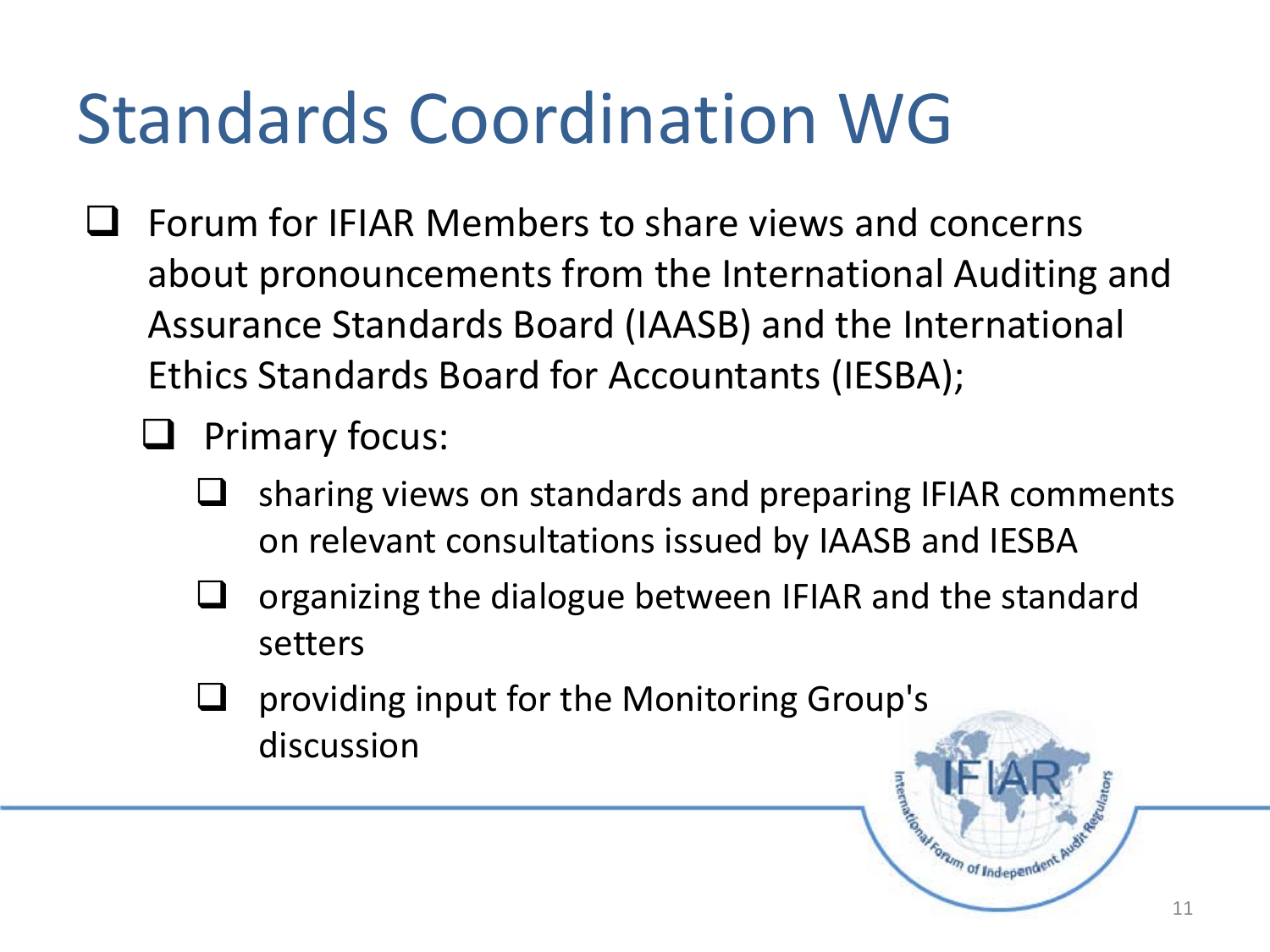# Standards Coordination WG

- Forum for IFIAR Members to share views and concerns about pronouncements from the International Auditing and Assurance Standards Board (IAASB) and the International Ethics Standards Board for Accountants (IESBA);
  - Primary focus:
    - sharing views on standards and preparing IFIAR comments on relevant consultations issued by IAASB and IESBA
    - organizing the dialogue between IFIAR and the standard setters
    - providing input for the Monitoring Group's discussion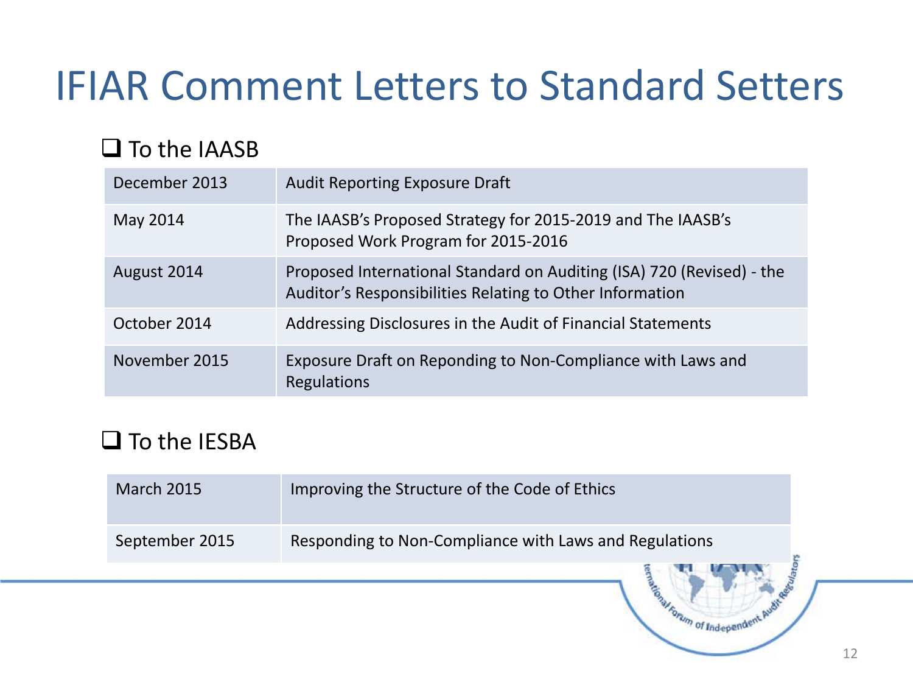# IFIAR Comment Letters to Standard Setters

- To the IAASB

| | |
|---|---|
| December 2013 | Audit Reporting Exposure Draft |
| May 2014 | The IAASB's Proposed Strategy for 2015-2019 and The IAASB's Proposed Work Program for 2015-2016 |
| August 2014 | Proposed International Standard on Auditing (ISA) 720 (Revised) - the Auditor's Responsibilities Relating to Other Information |
| October 2014 | Addressing Disclosures in the Audit of Financial Statements |
| November 2015 | Exposure Draft on Reponding to Non-Compliance with Laws and Regulations |

- To the IESBA

| | |
|---|---|
| March 2015 | Improving the Structure of the Code of Ethics |
| September 2015 | Responding to Non-Compliance with Laws and Regulations |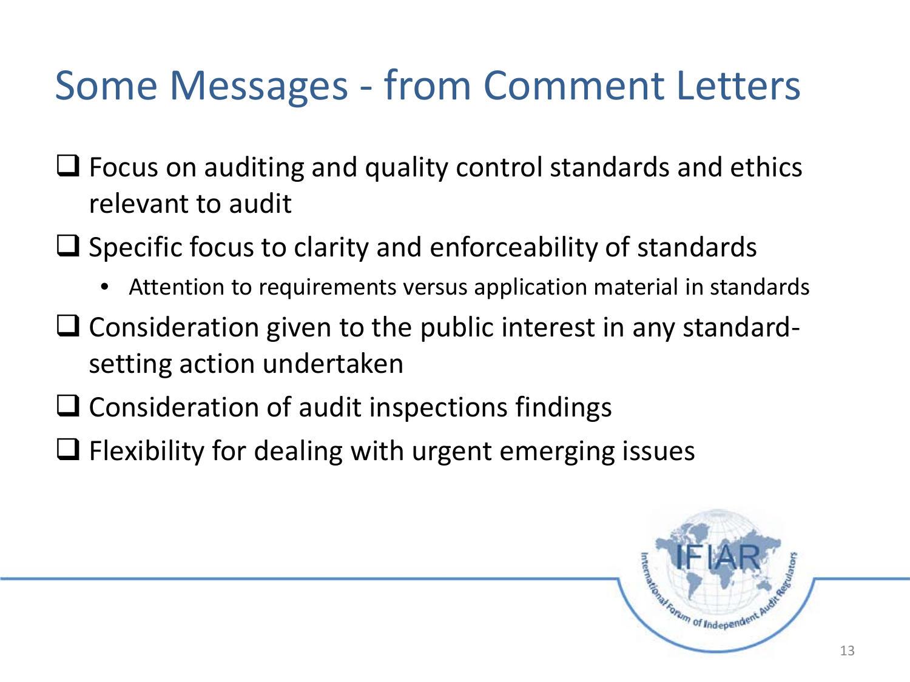# Some Messages - from Comment Letters

- Focus on auditing and quality control standards and ethics relevant to audit
- Specific focus to clarity and enforceability of standards
  - Attention to requirements versus application material in standards
- Consideration given to the public interest in any standard-setting action undertaken
- Consideration of audit inspections findings
- Flexibility for dealing with urgent emerging issues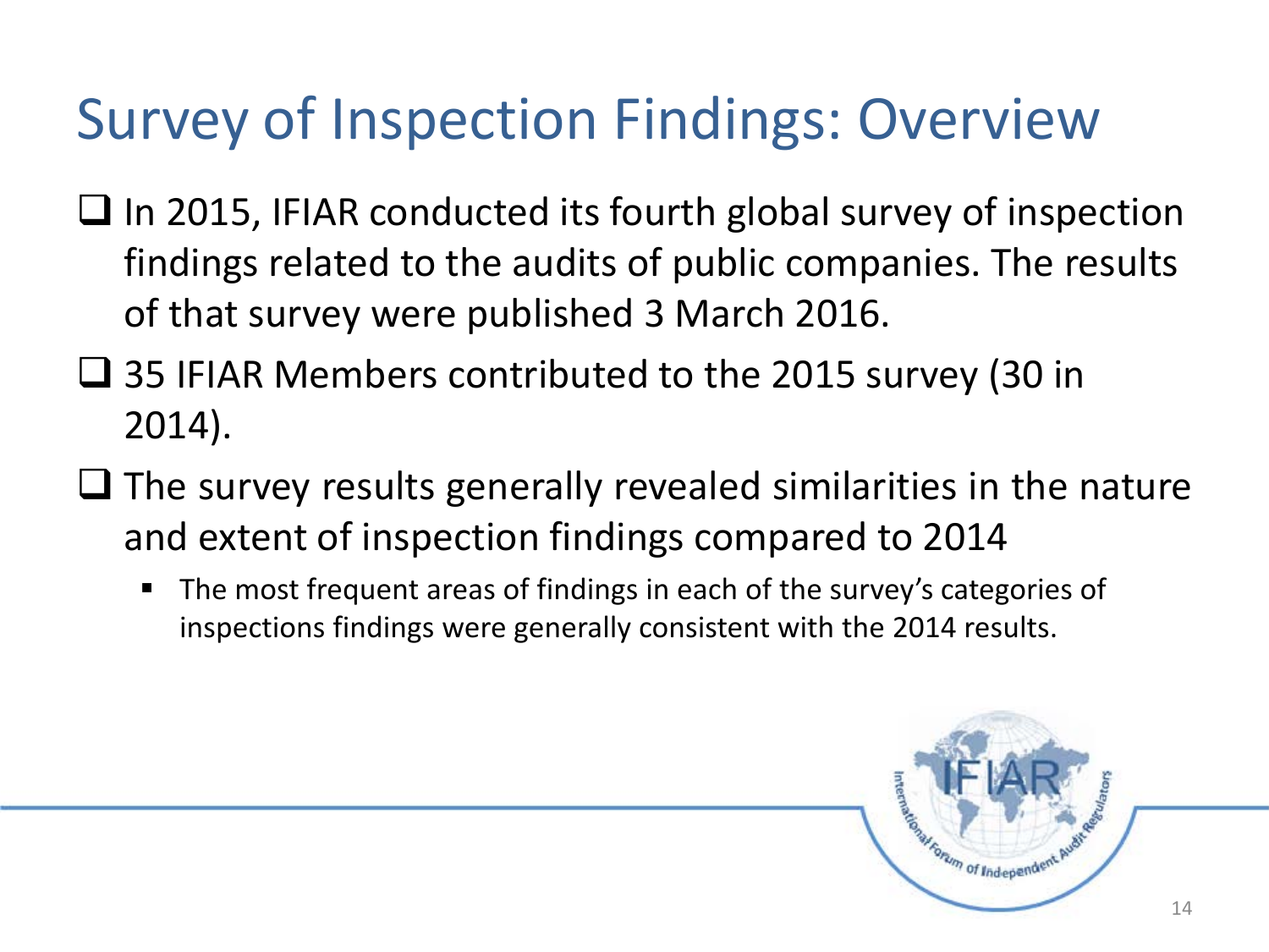# Survey of Inspection Findings: Overview

- In 2015, IFIAR conducted its fourth global survey of inspection findings related to the audits of public companies. The results of that survey were published 3 March 2016.
- 35 IFIAR Members contributed to the 2015 survey (30 in 2014).
- The survey results generally revealed similarities in the nature and extent of inspection findings compared to 2014
  - The most frequent areas of findings in each of the survey's categories of inspections findings were generally consistent with the 2014 results.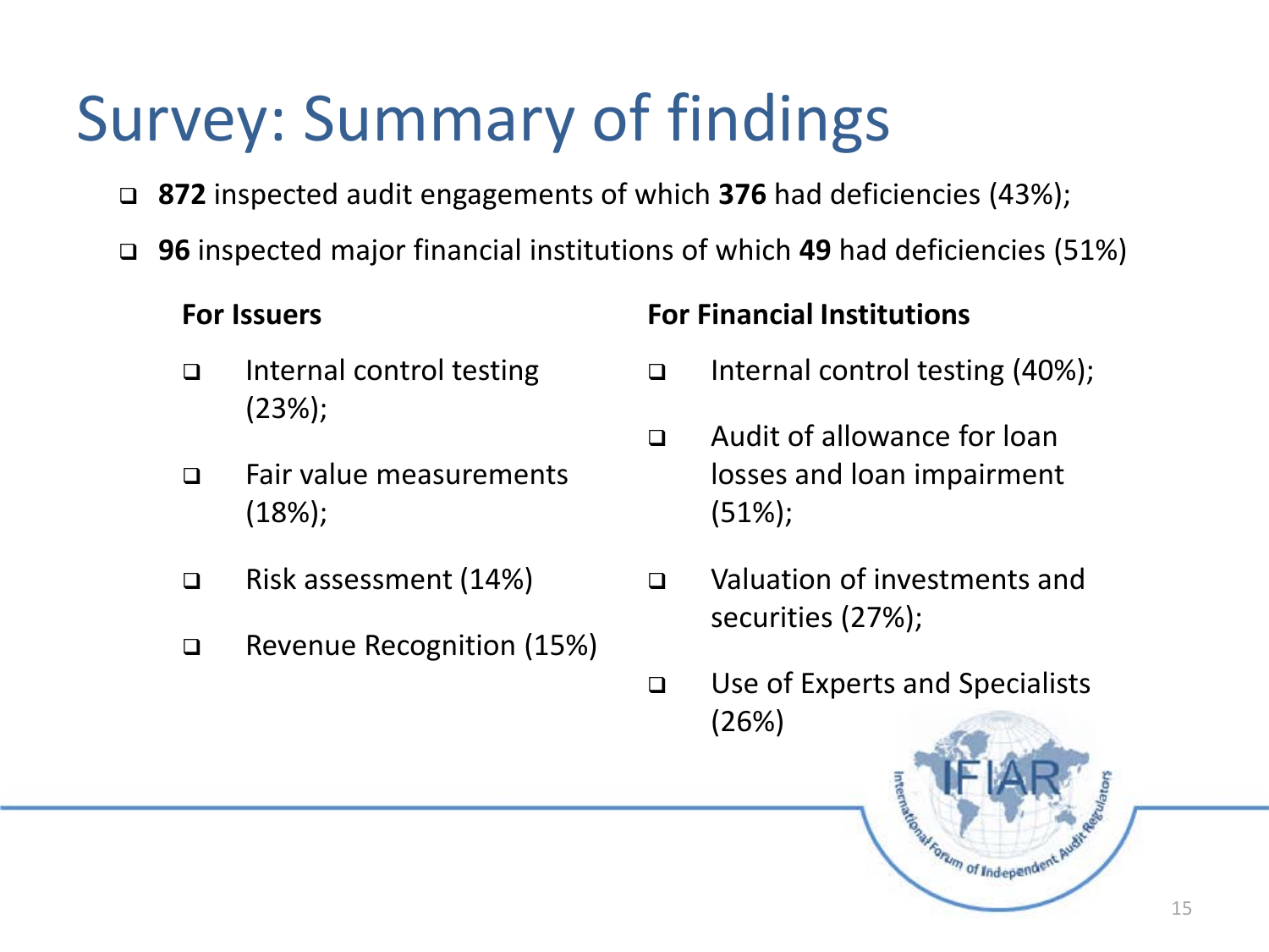# Survey: Summary of findings

- **872** inspected audit engagements of which **376** had deficiencies (43%);
- **96** inspected major financial institutions of which **49** had deficiencies (51%)

**For Issuers**

- Internal control testing (23%);
- Fair value measurements (18%);
- Risk assessment (14%)
- Revenue Recognition (15%)

**For Financial Institutions**

- Internal control testing (40%);
- Audit of allowance for loan losses and loan impairment (51%);
- Valuation of investments and securities (27%);
- Use of Experts and Specialists (26%)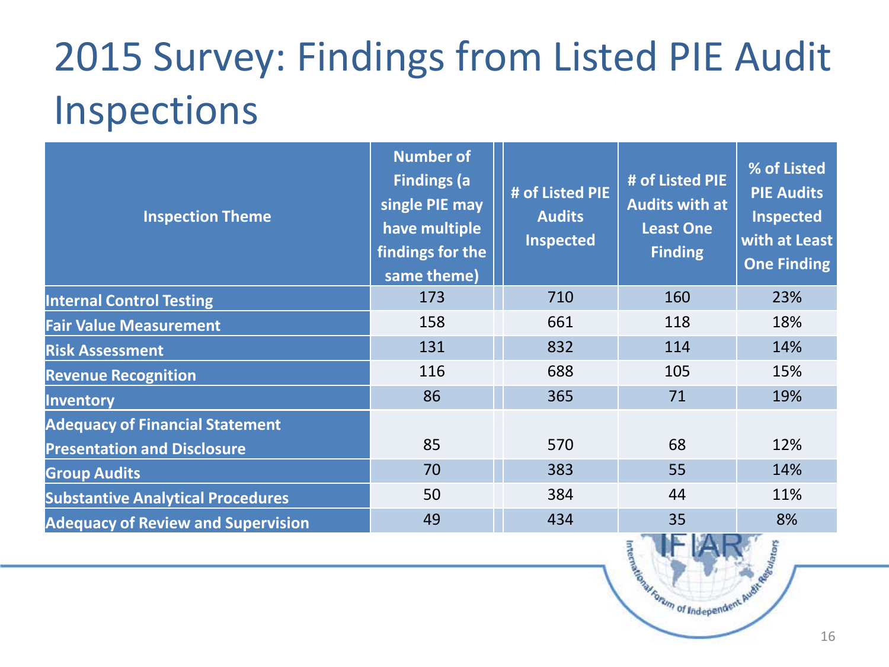# 2015 Survey: Findings from Listed PIE Audit Inspections

| Inspection Theme | Number of Findings (a single PIE may have multiple findings for the same theme) | # of Listed PIE Audits Inspected | # of Listed PIE Audits with at Least One Finding | % of Listed PIE Audits Inspected with at Least One Finding |
|---|---|---|---|---|
| **Internal Control Testing** | 173 | 710 | 160 | 23% |
| **Fair Value Measurement** | 158 | 661 | 118 | 18% |
| **Risk Assessment** | 131 | 832 | 114 | 14% |
| **Revenue Recognition** | 116 | 688 | 105 | 15% |
| **Inventory** | 86 | 365 | 71 | 19% |
| **Adequacy of Financial Statement Presentation and Disclosure** | 85 | 570 | 68 | 12% |
| **Group Audits** | 70 | 383 | 55 | 14% |
| **Substantive Analytical Procedures** | 50 | 384 | 44 | 11% |
| **Adequacy of Review and Supervision** | 49 | 434 | 35 | 8% |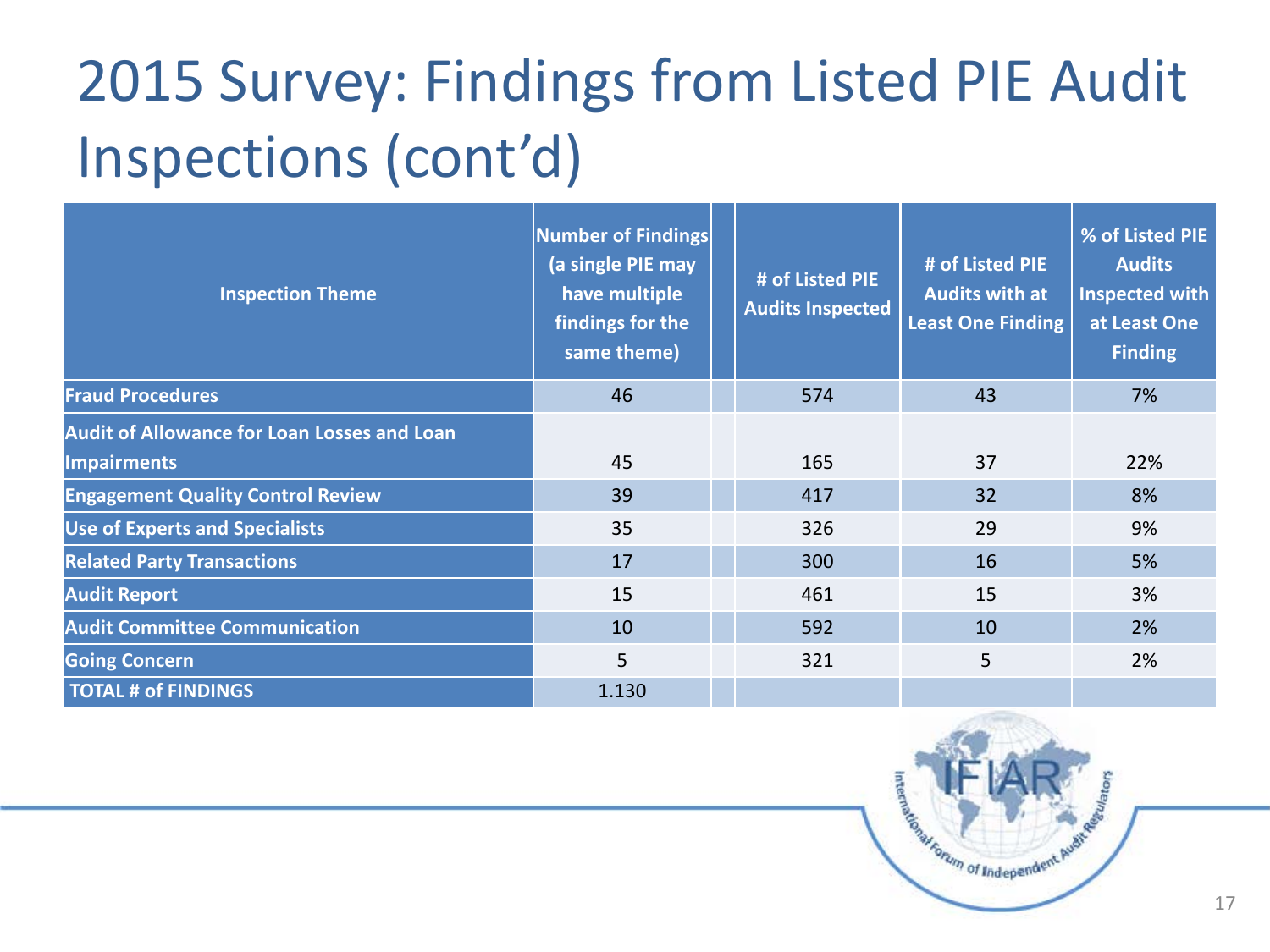# 2015 Survey: Findings from Listed PIE Audit Inspections (cont'd)

| Inspection Theme | Number of Findings (a single PIE may have multiple findings for the same theme) | | # of Listed PIE Audits Inspected | # of Listed PIE Audits with at Least One Finding | % of Listed PIE Audits Inspected with at Least One Finding |
|---|---|---|---|---|---|
| **Fraud Procedures** | 46 | | 574 | 43 | 7% |
| **Audit of Allowance for Loan Losses and Loan Impairments** | 45 | | 165 | 37 | 22% |
| **Engagement Quality Control Review** | 39 | | 417 | 32 | 8% |
| **Use of Experts and Specialists** | 35 | | 326 | 29 | 9% |
| **Related Party Transactions** | 17 | | 300 | 16 | 5% |
| **Audit Report** | 15 | | 461 | 15 | 3% |
| **Audit Committee Communication** | 10 | | 592 | 10 | 2% |
| **Going Concern** | 5 | | 321 | 5 | 2% |
| **TOTAL # of FINDINGS** | 1.130 | | | | |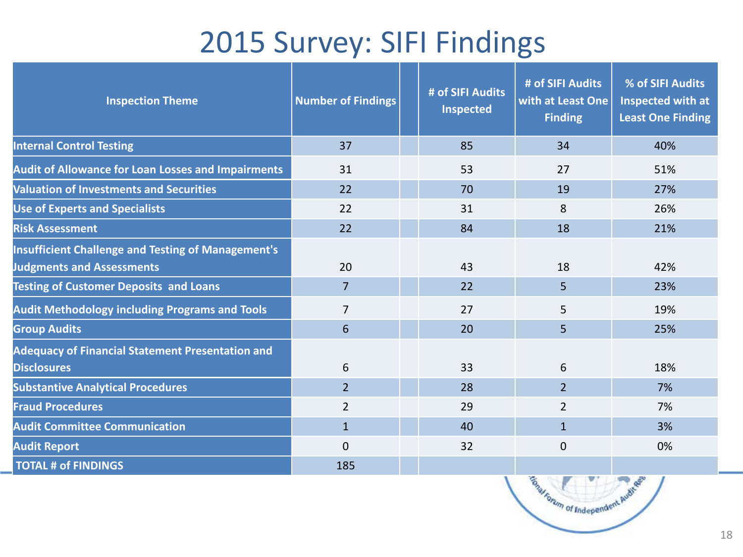# 2015 Survey: SIFI Findings

| Inspection Theme | Number of Findings | | # of SIFI Audits Inspected | # of SIFI Audits with at Least One Finding | % of SIFI Audits Inspected with at Least One Finding |
|---|---|---|---|---|---|
| Internal Control Testing | 37 | | 85 | 34 | 40% |
| Audit of Allowance for Loan Losses and Impairments | 31 | | 53 | 27 | 51% |
| Valuation of Investments and Securities | 22 | | 70 | 19 | 27% |
| Use of Experts and Specialists | 22 | | 31 | 8 | 26% |
| Risk Assessment | 22 | | 84 | 18 | 21% |
| Insufficient Challenge and Testing of Management's Judgments and Assessments | 20 | | 43 | 18 | 42% |
| Testing of Customer Deposits and Loans | 7 | | 22 | 5 | 23% |
| Audit Methodology including Programs and Tools | 7 | | 27 | 5 | 19% |
| Group Audits | 6 | | 20 | 5 | 25% |
| Adequacy of Financial Statement Presentation and Disclosures | 6 | | 33 | 6 | 18% |
| Substantive Analytical Procedures | 2 | | 28 | 2 | 7% |
| Fraud Procedures | 2 | | 29 | 2 | 7% |
| Audit Committee Communication | 1 | | 40 | 1 | 3% |
| Audit Report | 0 | | 32 | 0 | 0% |
| TOTAL # of FINDINGS | 185 | | | | |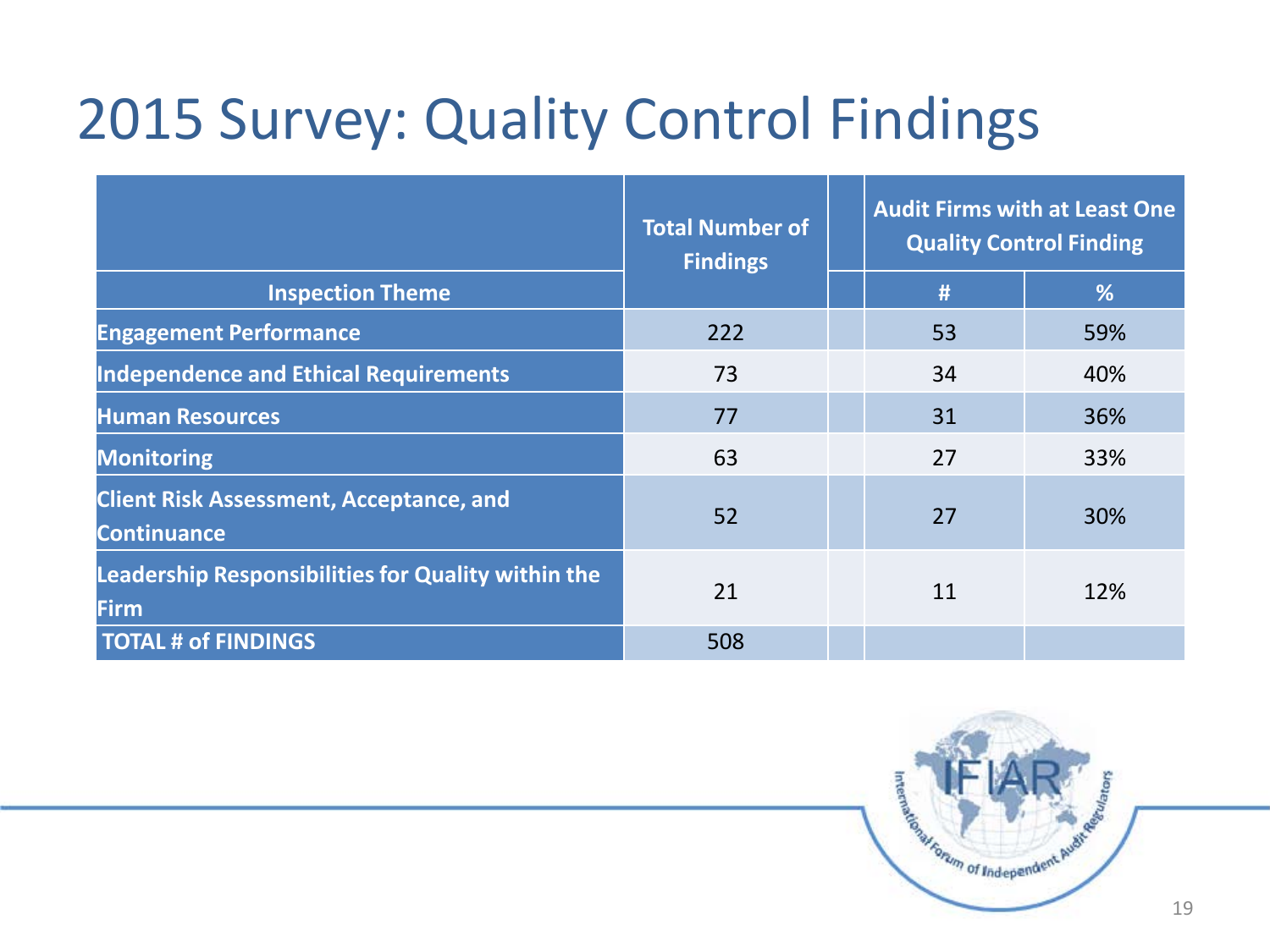# 2015 Survey: Quality Control Findings

| Inspection Theme | Total Number of Findings | | Audit Firms with at Least One Quality Control Finding | |
|---|---|---|---|---|
| | | | # | % |
| **Engagement Performance** | 222 | | 53 | 59% |
| **Independence and Ethical Requirements** | 73 | | 34 | 40% |
| **Human Resources** | 77 | | 31 | 36% |
| **Monitoring** | 63 | | 27 | 33% |
| **Client Risk Assessment, Acceptance, and Continuance** | 52 | | 27 | 30% |
| **Leadership Responsibilities for Quality within the Firm** | 21 | | 11 | 12% |
| **TOTAL # of FINDINGS** | 508 | | | |

IFIAR International Forum of Independent Audit Regulators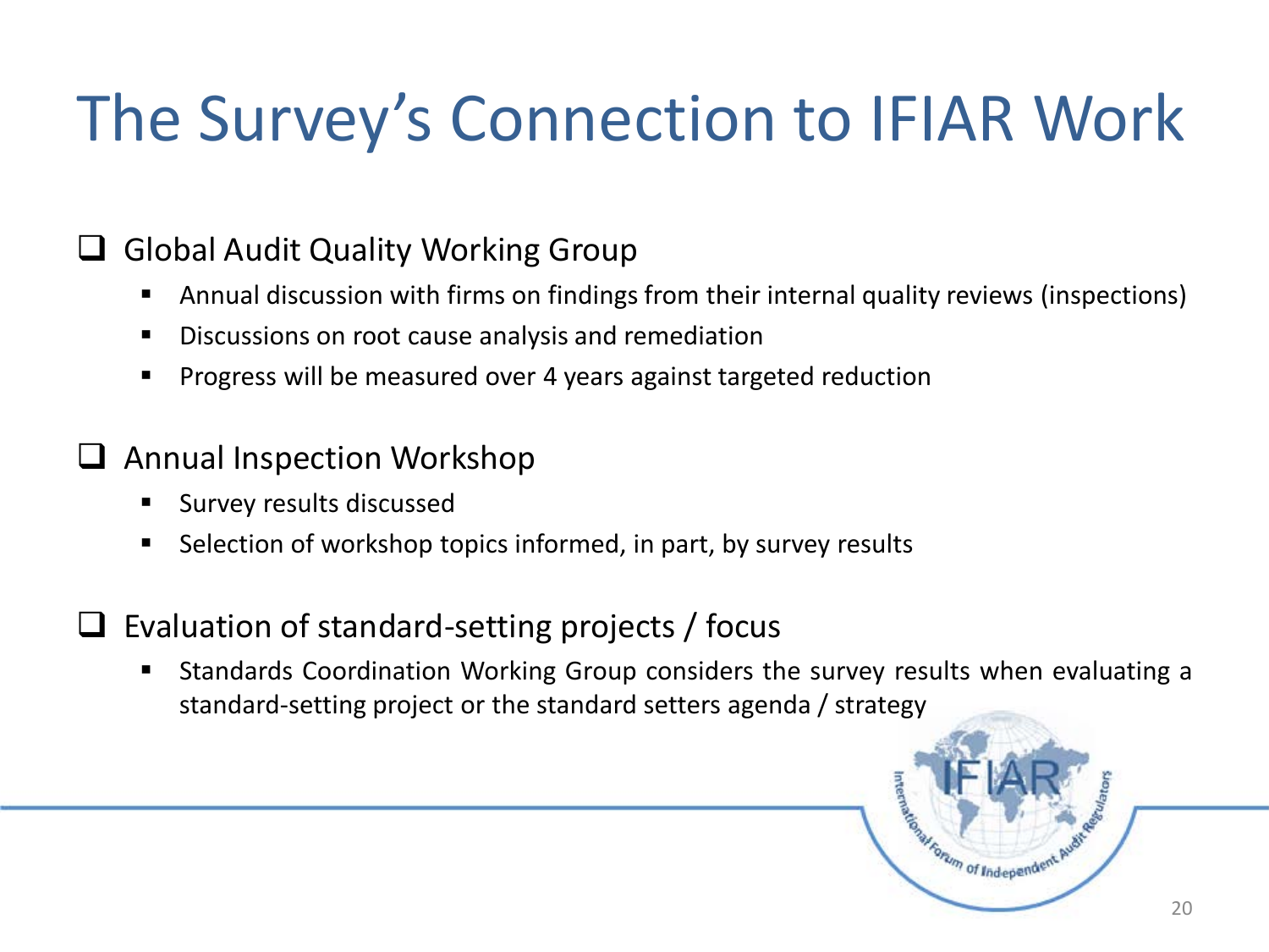# The Survey's Connection to IFIAR Work

- Global Audit Quality Working Group
  - Annual discussion with firms on findings from their internal quality reviews (inspections)
  - Discussions on root cause analysis and remediation
  - Progress will be measured over 4 years against targeted reduction
- Annual Inspection Workshop
  - Survey results discussed
  - Selection of workshop topics informed, in part, by survey results
- Evaluation of standard-setting projects / focus
  - Standards Coordination Working Group considers the survey results when evaluating a standard-setting project or the standard setters agenda / strategy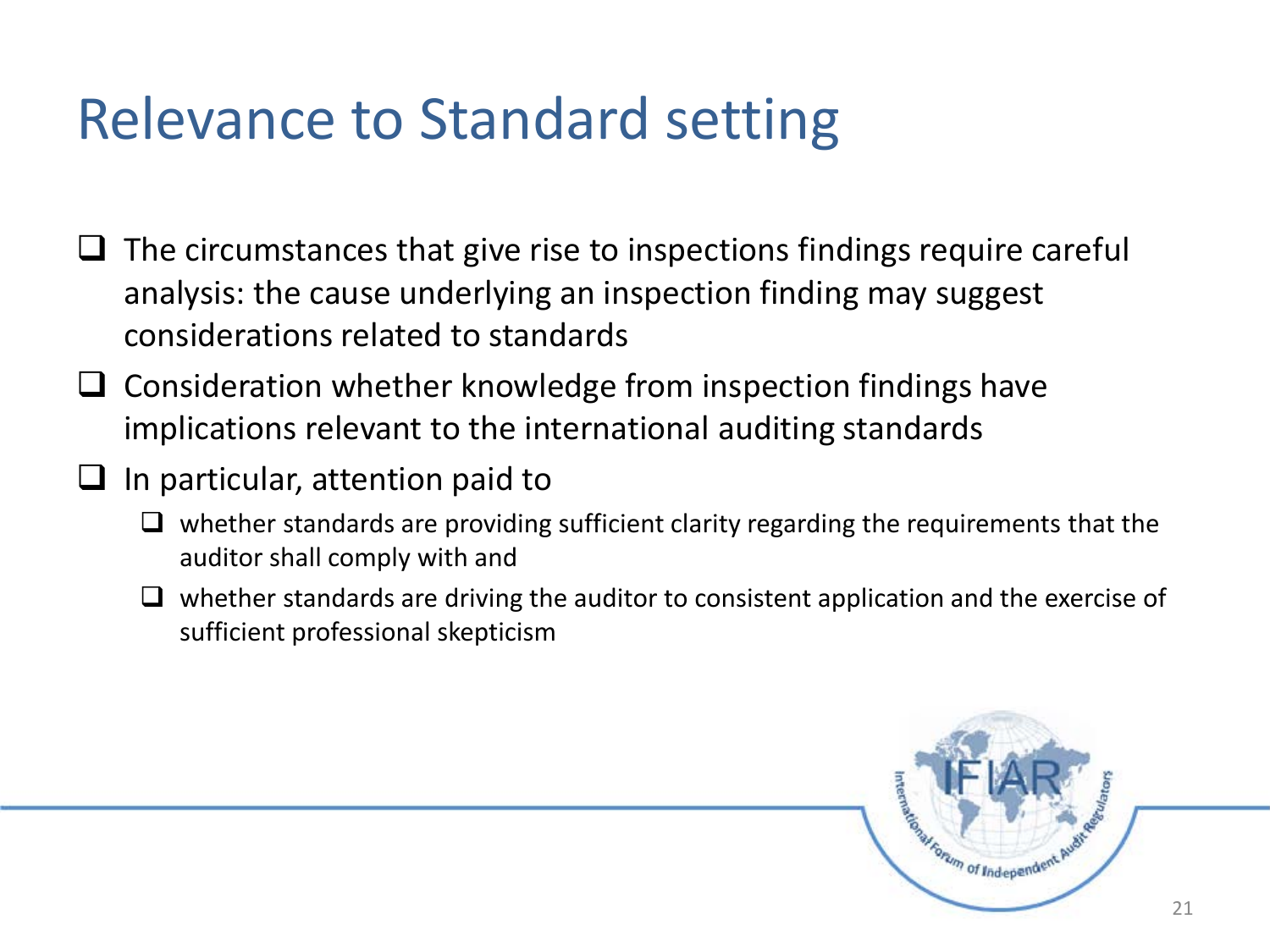# Relevance to Standard setting

- The circumstances that give rise to inspections findings require careful analysis: the cause underlying an inspection finding may suggest considerations related to standards
- Consideration whether knowledge from inspection findings have implications relevant to the international auditing standards
- In particular, attention paid to
  - whether standards are providing sufficient clarity regarding the requirements that the auditor shall comply with and
  - whether standards are driving the auditor to consistent application and the exercise of sufficient professional skepticism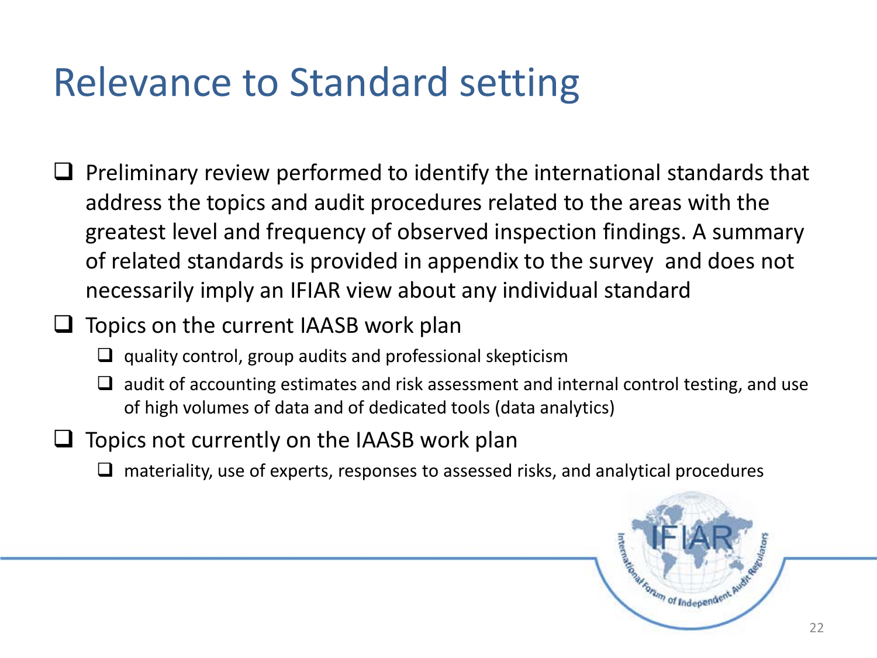# Relevance to Standard setting

- Preliminary review performed to identify the international standards that address the topics and audit procedures related to the areas with the greatest level and frequency of observed inspection findings. A summary of related standards is provided in appendix to the survey and does not necessarily imply an IFIAR view about any individual standard
- Topics on the current IAASB work plan
  - quality control, group audits and professional skepticism
  - audit of accounting estimates and risk assessment and internal control testing, and use of high volumes of data and of dedicated tools (data analytics)
- Topics not currently on the IAASB work plan
  - materiality, use of experts, responses to assessed risks, and analytical procedures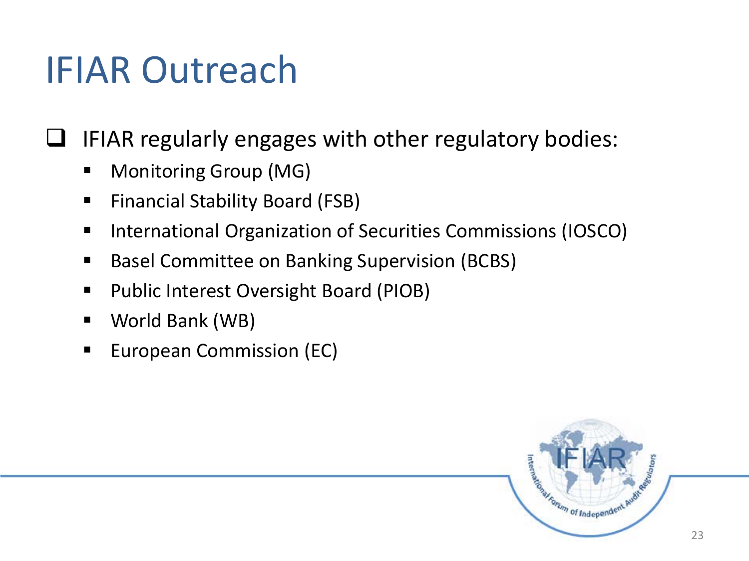# IFIAR Outreach

- IFIAR regularly engages with other regulatory bodies:
  - Monitoring Group (MG)
  - Financial Stability Board (FSB)
  - International Organization of Securities Commissions (IOSCO)
  - Basel Committee on Banking Supervision (BCBS)
  - Public Interest Oversight Board (PIOB)
  - World Bank (WB)
  - European Commission (EC)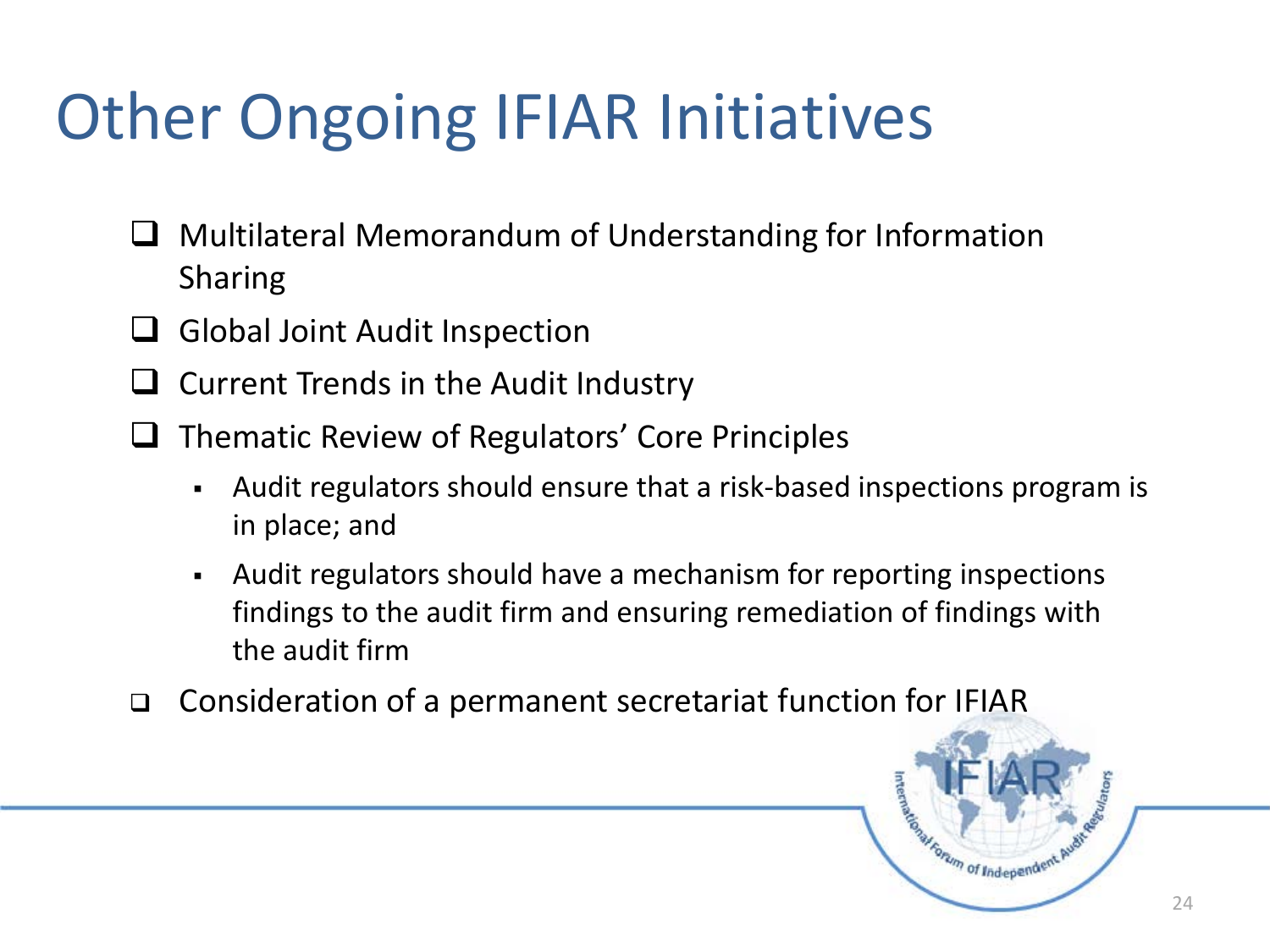# Other Ongoing IFIAR Initiatives

- Multilateral Memorandum of Understanding for Information Sharing
- Global Joint Audit Inspection
- Current Trends in the Audit Industry
- Thematic Review of Regulators' Core Principles
  - Audit regulators should ensure that a risk-based inspections program is in place; and
  - Audit regulators should have a mechanism for reporting inspections findings to the audit firm and ensuring remediation of findings with the audit firm
- Consideration of a permanent secretariat function for IFIAR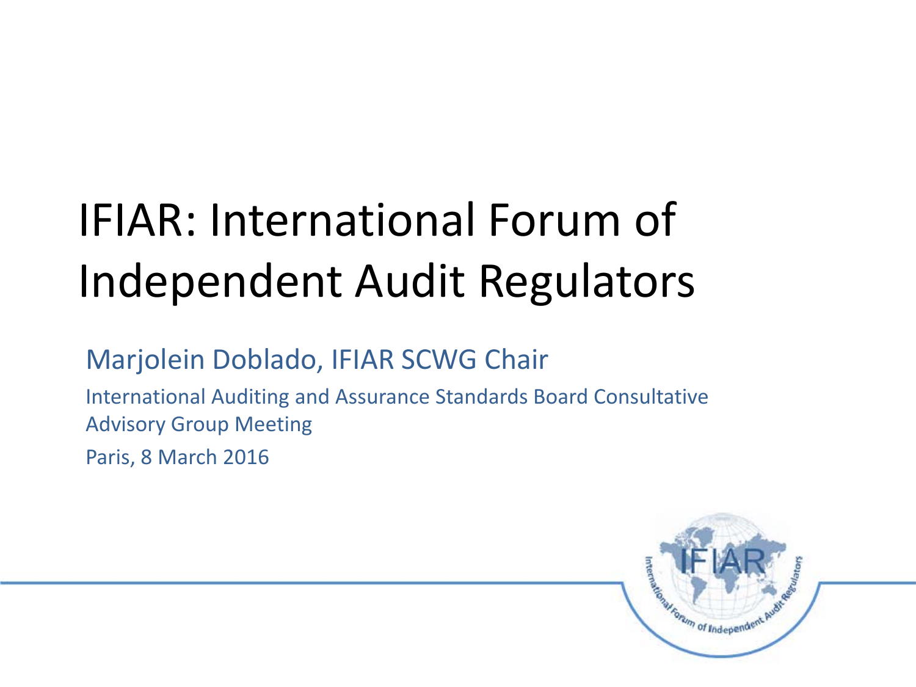# IFIAR: International Forum of Independent Audit Regulators

Marjolein Doblado, IFIAR SCWG Chair

International Auditing and Assurance Standards Board Consultative Advisory Group Meeting

Paris, 8 March 2016